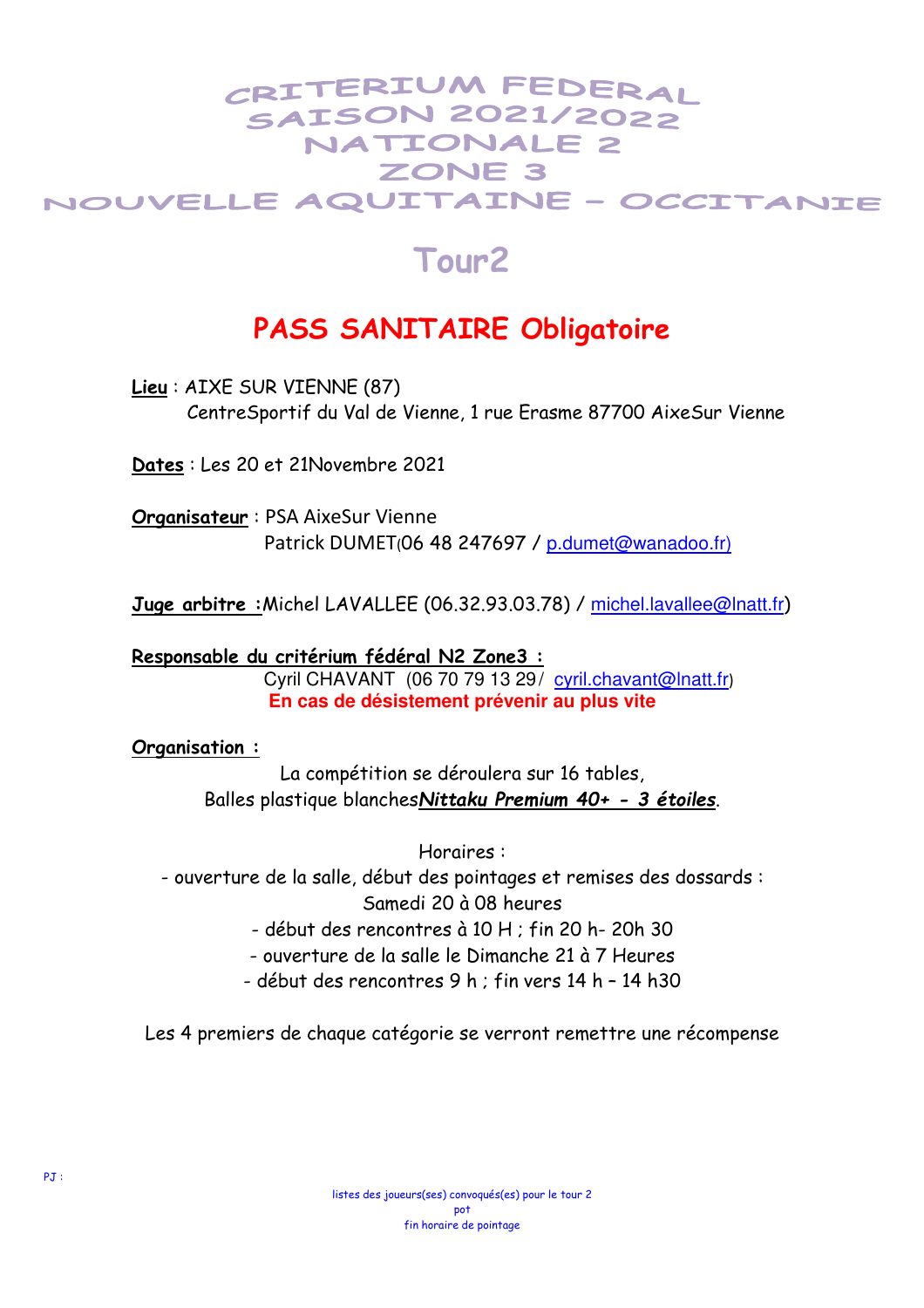# CRITERIUM FEDERAL
# SAISON 2021/2022
# NATIONALE 2
# ZONE 3
# NOUVELLE AQUITAINE – OCCITANIE

## Tour2

## PASS SANITAIRE Obligatoire

**Lieu** : AIXE SUR VIENNE (87)
CentreSportif du Val de Vienne, 1 rue Erasme 87700 AixeSur Vienne

**Dates** : Les 20 et 21Novembre 2021

**Organisateur** : PSA AixeSur Vienne
Patrick DUMET(06 48 247697 / p.dumet@wanadoo.fr)

**Juge arbitre :**Michel LAVALLEE (06.32.93.03.78) / michel.lavallee@lnatt.fr)

**Responsable du critérium fédéral N2 Zone3 :**
Cyril CHAVANT (06 70 79 13 29/ cyril.chavant@lnatt.fr)
**En cas de désistement prévenir au plus vite**

**Organisation :**

La compétition se déroulera sur 16 tables,
Balles plastique blanches***Nittaku Premium 40+ - 3 étoiles***.

Horaires :
- ouverture de la salle, début des pointages et remises des dossards : Samedi 20 à 08 heures
- début des rencontres à 10 H ; fin 20 h- 20h 30
- ouverture de la salle le Dimanche 21 à 7 Heures
- début des rencontres 9 h ; fin vers 14 h – 14 h30

Les 4 premiers de chaque catégorie se verront remettre une récompense

PJ :

listes des joueurs(ses) convoqués(es) pour le tour 2
pot
fin horaire de pointage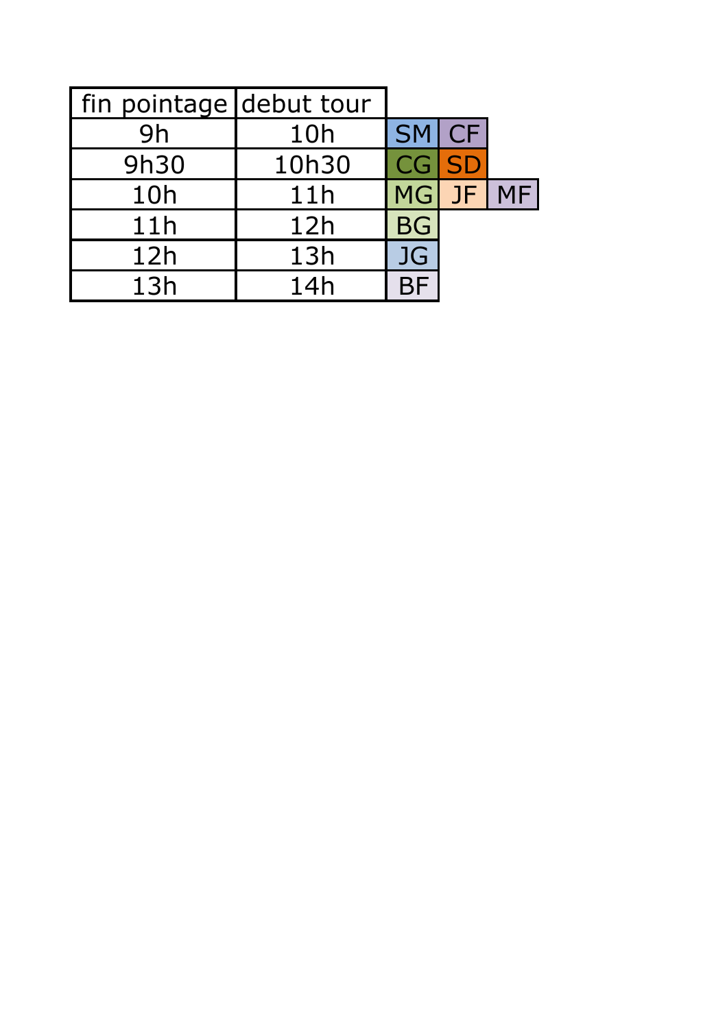| fin pointage | debut tour | | | |
|---|---|---|---|---|
| 9h | 10h | SM | CF | |
| 9h30 | 10h30 | CG | SD | |
| 10h | 11h | MG | JF | MF |
| 11h | 12h | BG | | |
| 12h | 13h | JG | | |
| 13h | 14h | BF | | |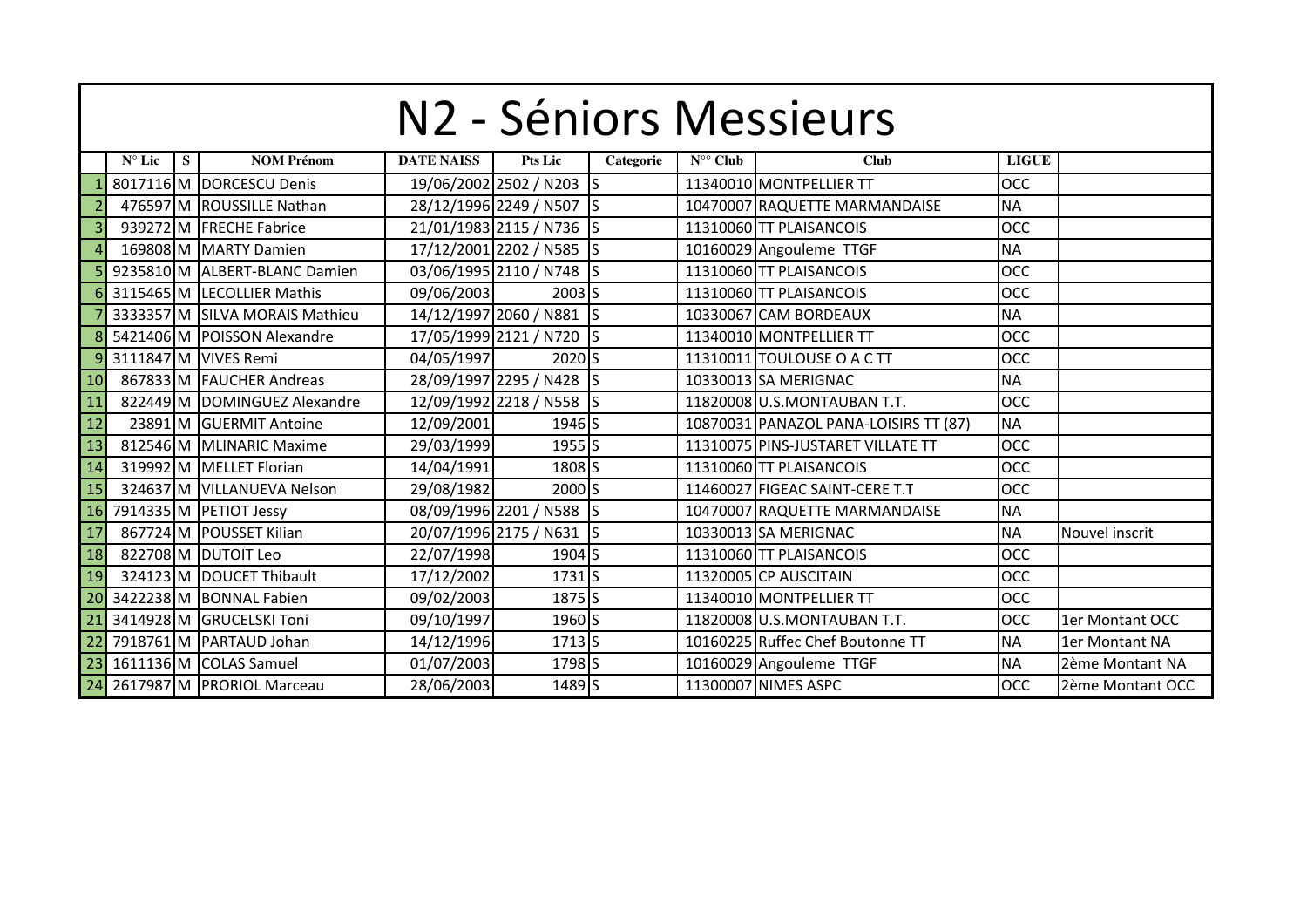# N2 - Séniors Messieurs

| | N° Lic | S | NOM Prénom | DATE NAISS | Pts Lic | Categorie | N°° Club | Club | LIGUE | |
|---|---|---|---|---|---|---|---|---|---|---|
| 1 | 8017116 | M | DORCESCU Denis | 19/06/2002 | 2502 / N203 | S | 11340010 | MONTPELLIER TT | OCC | |
| 2 | 476597 | M | ROUSSILLE Nathan | 28/12/1996 | 2249 / N507 | S | 10470007 | RAQUETTE MARMANDAISE | NA | |
| 3 | 939272 | M | FRECHE Fabrice | 21/01/1983 | 2115 / N736 | S | 11310060 | TT PLAISANCOIS | OCC | |
| 4 | 169808 | M | MARTY Damien | 17/12/2001 | 2202 / N585 | S | 10160029 | Angouleme TTGF | NA | |
| 5 | 9235810 | M | ALBERT-BLANC Damien | 03/06/1995 | 2110 / N748 | S | 11310060 | TT PLAISANCOIS | OCC | |
| 6 | 3115465 | M | LECOLLIER Mathis | 09/06/2003 | 2003 | S | 11310060 | TT PLAISANCOIS | OCC | |
| 7 | 3333357 | M | SILVA MORAIS Mathieu | 14/12/1997 | 2060 / N881 | S | 10330067 | CAM BORDEAUX | NA | |
| 8 | 5421406 | M | POISSON Alexandre | 17/05/1999 | 2121 / N720 | S | 11340010 | MONTPELLIER TT | OCC | |
| 9 | 3111847 | M | VIVES Remi | 04/05/1997 | 2020 | S | 11310011 | TOULOUSE O A C TT | OCC | |
| 10 | 867833 | M | FAUCHER Andreas | 28/09/1997 | 2295 / N428 | S | 10330013 | SA MERIGNAC | NA | |
| 11 | 822449 | M | DOMINGUEZ Alexandre | 12/09/1992 | 2218 / N558 | S | 11820008 | U.S.MONTAUBAN T.T. | OCC | |
| 12 | 23891 | M | GUERMIT Antoine | 12/09/2001 | 1946 | S | 10870031 | PANAZOL PANA-LOISIRS TT (87) | NA | |
| 13 | 812546 | M | MLINARIC Maxime | 29/03/1999 | 1955 | S | 11310075 | PINS-JUSTARET VILLATE TT | OCC | |
| 14 | 319992 | M | MELLET Florian | 14/04/1991 | 1808 | S | 11310060 | TT PLAISANCOIS | OCC | |
| 15 | 324637 | M | VILLANUEVA Nelson | 29/08/1982 | 2000 | S | 11460027 | FIGEAC SAINT-CERE T.T | OCC | |
| 16 | 7914335 | M | PETIOT Jessy | 08/09/1996 | 2201 / N588 | S | 10470007 | RAQUETTE MARMANDAISE | NA | |
| 17 | 867724 | M | POUSSET Kilian | 20/07/1996 | 2175 / N631 | S | 10330013 | SA MERIGNAC | NA | Nouvel inscrit |
| 18 | 822708 | M | DUTOIT Leo | 22/07/1998 | 1904 | S | 11310060 | TT PLAISANCOIS | OCC | |
| 19 | 324123 | M | DOUCET Thibault | 17/12/2002 | 1731 | S | 11320005 | CP AUSCITAIN | OCC | |
| 20 | 3422238 | M | BONNAL Fabien | 09/02/2003 | 1875 | S | 11340010 | MONTPELLIER TT | OCC | |
| 21 | 3414928 | M | GRUCELSKI Toni | 09/10/1997 | 1960 | S | 11820008 | U.S.MONTAUBAN T.T. | OCC | 1er Montant OCC |
| 22 | 7918761 | M | PARTAUD Johan | 14/12/1996 | 1713 | S | 10160225 | Ruffec Chef Boutonne TT | NA | 1er Montant NA |
| 23 | 1611136 | M | COLAS Samuel | 01/07/2003 | 1798 | S | 10160029 | Angouleme TTGF | NA | 2ème Montant NA |
| 24 | 2617987 | M | PRORIOL Marceau | 28/06/2003 | 1489 | S | 11300007 | NIMES ASPC | OCC | 2ème Montant OCC |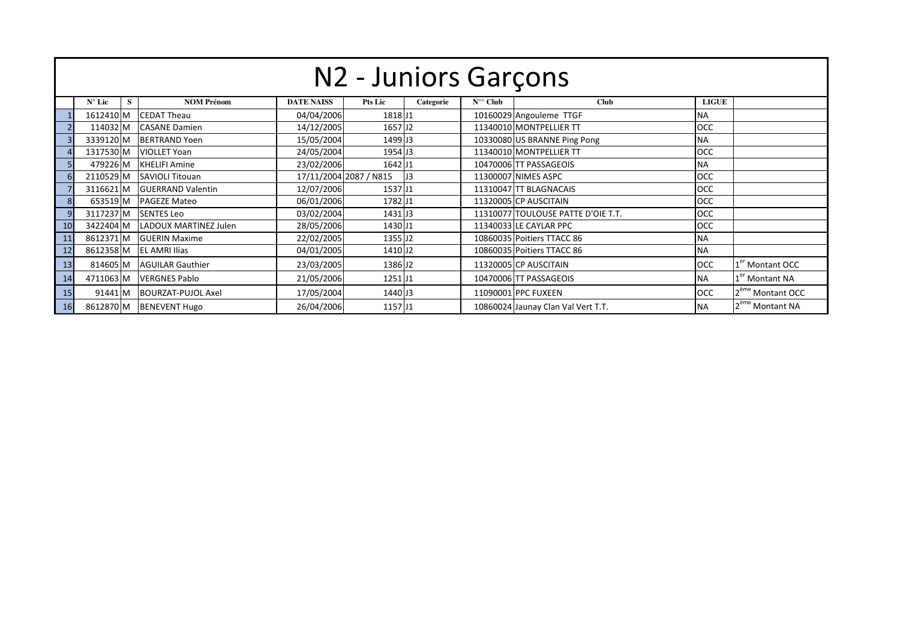# N2 - Juniors Garçons

| | N° Lic | S | NOM Prénom | DATE NAISS | Pts Lic | Categorie | N°° Club | Club | LIGUE | |
|---|---|---|---|---|---|---|---|---|---|---|
| 1 | 1612410 | M | CEDAT Theau | 04/04/2006 | 1818 | J1 | 10160029 | Angouleme TTGF | NA | |
| 2 | 114032 | M | CASANE Damien | 14/12/2005 | 1657 | J2 | 11340010 | MONTPELLIER TT | OCC | |
| 3 | 3339120 | M | BERTRAND Yoen | 15/05/2004 | 1499 | J3 | 10330080 | US BRANNE Ping Pong | NA | |
| 4 | 1317530 | M | VIOLLET Yoan | 24/05/2004 | 1954 | J3 | 11340010 | MONTPELLIER TT | OCC | |
| 5 | 479226 | M | KHELIFI Amine | 23/02/2006 | 1642 | J1 | 10470006 | TT PASSAGEOIS | NA | |
| 6 | 2110529 | M | SAVIOLI Titouan | 17/11/2004 | 2087 / N815 | J3 | 11300007 | NIMES ASPC | OCC | |
| 7 | 3116621 | M | GUERRAND Valentin | 12/07/2006 | 1537 | J1 | 11310047 | TT BLAGNACAIS | OCC | |
| 8 | 653519 | M | PAGEZE Mateo | 06/01/2006 | 1782 | J1 | 11320005 | CP AUSCITAIN | OCC | |
| 9 | 3117237 | M | SENTES Leo | 03/02/2004 | 1431 | J3 | 11310077 | TOULOUSE PATTE D'OIE T.T. | OCC | |
| 10 | 3422404 | M | LADOUX MARTINEZ Julen | 28/05/2006 | 1430 | J1 | 11340033 | LE CAYLAR PPC | OCC | |
| 11 | 8612371 | M | GUERIN Maxime | 22/02/2005 | 1355 | J2 | 10860035 | Poitiers TTACC 86 | NA | |
| 12 | 8612358 | M | EL AMRI Ilias | 04/01/2005 | 1410 | J2 | 10860035 | Poitiers TTACC 86 | NA | |
| 13 | 814605 | M | AGUILAR Gauthier | 23/03/2005 | 1386 | J2 | 11320005 | CP AUSCITAIN | OCC | 1er Montant OCC |
| 14 | 4711063 | M | VERGNES Pablo | 21/05/2006 | 1251 | J1 | 10470006 | TT PASSAGEOIS | NA | 1er Montant NA |
| 15 | 91441 | M | BOURZAT-PUJOL Axel | 17/05/2004 | 1440 | J3 | 11090001 | PPC FUXEEN | OCC | 2ème Montant OCC |
| 16 | 8612870 | M | BENEVENT Hugo | 26/04/2006 | 1157 | J1 | 10860024 | Jaunay Clan Val Vert T.T. | NA | 2ème Montant NA |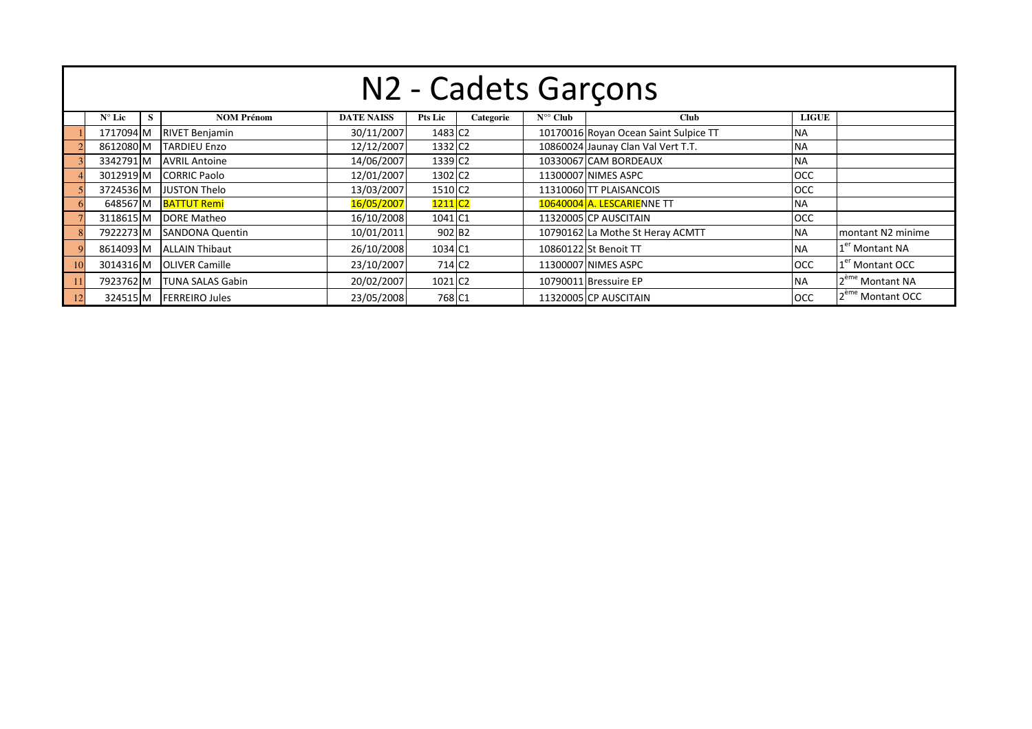# N2 - Cadets Garçons

| | N° Lic | S | NOM Prénom | DATE NAISS | Pts Lic | Categorie | N°° Club | Club | LIGUE | |
|---|---|---|---|---|---|---|---|---|---|---|
| 1 | 1717094 | M | RIVET Benjamin | 30/11/2007 | 1483 | C2 | 10170016 | Royan Ocean Saint Sulpice TT | NA | |
| 2 | 8612080 | M | TARDIEU Enzo | 12/12/2007 | 1332 | C2 | 10860024 | Jaunay Clan Val Vert T.T. | NA | |
| 3 | 3342791 | M | AVRIL Antoine | 14/06/2007 | 1339 | C2 | 10330067 | CAM BORDEAUX | NA | |
| 4 | 3012919 | M | CORRIC Paolo | 12/01/2007 | 1302 | C2 | 11300007 | NIMES ASPC | OCC | |
| 5 | 3724536 | M | JUSTON Thelo | 13/03/2007 | 1510 | C2 | 11310060 | TT PLAISANCOIS | OCC | |
| 6 | 648567 | M | BATTUT Remi | 16/05/2007 | 1211 | C2 | 10640004 | A. LESCARIENNE TT | NA | |
| 7 | 3118615 | M | DORE Matheo | 16/10/2008 | 1041 | C1 | 11320005 | CP AUSCITAIN | OCC | |
| 8 | 7922273 | M | SANDONA Quentin | 10/01/2011 | 902 | B2 | 10790162 | La Mothe St Heray ACMTT | NA | montant N2 minime |
| 9 | 8614093 | M | ALLAIN Thibaut | 26/10/2008 | 1034 | C1 | 10860122 | St Benoit TT | NA | 1[er] Montant NA |
| 10 | 3014316 | M | OLIVER Camille | 23/10/2007 | 714 | C2 | 11300007 | NIMES ASPC | OCC | 1[er] Montant OCC |
| 11 | 7923762 | M | TUNA SALAS Gabin | 20/02/2007 | 1021 | C2 | 10790011 | Bressuire EP | NA | 2[ème] Montant NA |
| 12 | 324515 | M | FERREIRO Jules | 23/05/2008 | 768 | C1 | 11320005 | CP AUSCITAIN | OCC | 2[ème] Montant OCC |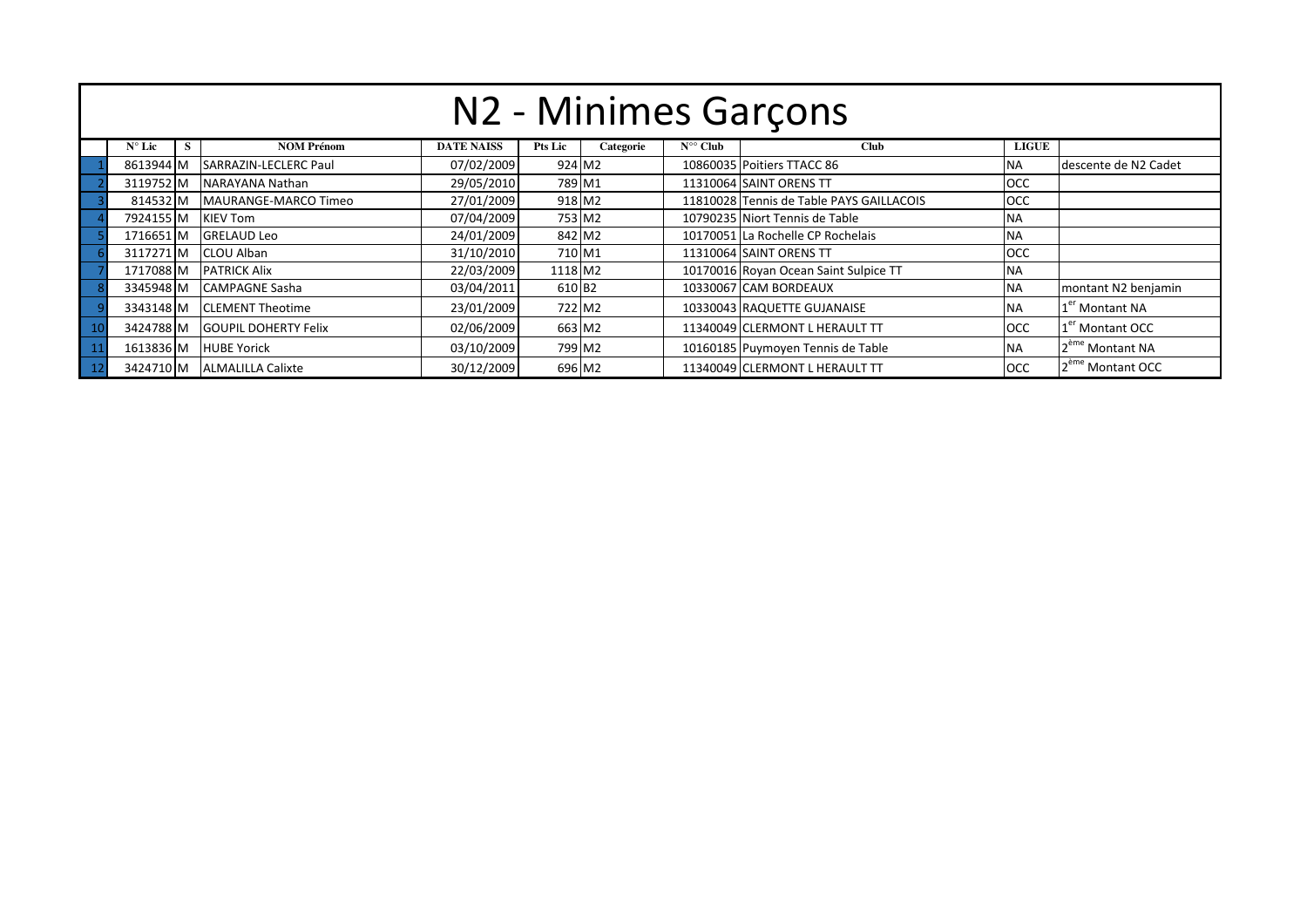# N2 - Minimes Garçons

| | N° Lic | S | NOM Prénom | DATE NAISS | Pts Lic | Categorie | N°° Club | Club | LIGUE | |
|---|---|---|---|---|---|---|---|---|---|---|
| 1 | 8613944 | M | SARRAZIN-LECLERC Paul | 07/02/2009 | 924 | M2 | 10860035 | Poitiers TTACC 86 | NA | descente de N2 Cadet |
| 2 | 3119752 | M | NARAYANA Nathan | 29/05/2010 | 789 | M1 | 11310064 | SAINT ORENS TT | OCC | |
| 3 | 814532 | M | MAURANGE-MARCO Timeo | 27/01/2009 | 918 | M2 | 11810028 | Tennis de Table PAYS GAILLACOIS | OCC | |
| 4 | 7924155 | M | KIEV Tom | 07/04/2009 | 753 | M2 | 10790235 | Niort Tennis de Table | NA | |
| 5 | 1716651 | M | GRELAUD Leo | 24/01/2009 | 842 | M2 | 10170051 | La Rochelle CP Rochelais | NA | |
| 6 | 3117271 | M | CLOU Alban | 31/10/2010 | 710 | M1 | 11310064 | SAINT ORENS TT | OCC | |
| 7 | 1717088 | M | PATRICK Alix | 22/03/2009 | 1118 | M2 | 10170016 | Royan Ocean Saint Sulpice TT | NA | |
| 8 | 3345948 | M | CAMPAGNE Sasha | 03/04/2011 | 610 | B2 | 10330067 | CAM BORDEAUX | NA | montant N2 benjamin |
| 9 | 3343148 | M | CLEMENT Theotime | 23/01/2009 | 722 | M2 | 10330043 | RAQUETTE GUJANAISE | NA | 1er Montant NA |
| 10 | 3424788 | M | GOUPIL DOHERTY Felix | 02/06/2009 | 663 | M2 | 11340049 | CLERMONT L HERAULT TT | OCC | 1er Montant OCC |
| 11 | 1613836 | M | HUBE Yorick | 03/10/2009 | 799 | M2 | 10160185 | Puymoyen Tennis de Table | NA | 2ème Montant NA |
| 12 | 3424710 | M | ALMALILLA Calixte | 30/12/2009 | 696 | M2 | 11340049 | CLERMONT L HERAULT TT | OCC | 2ème Montant OCC |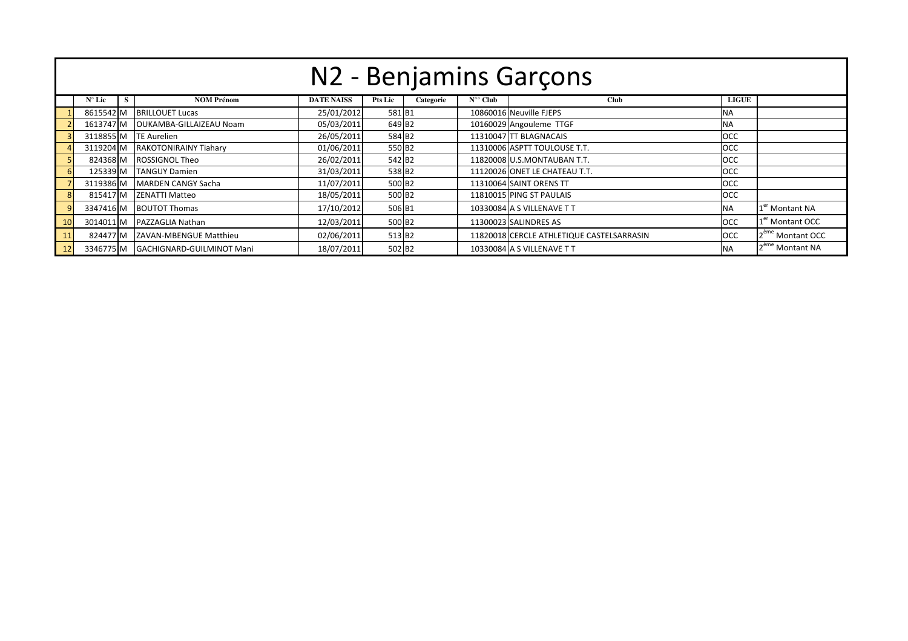# N2 - Benjamins Garçons

| | N° Lic | S | NOM Prénom | DATE NAISS | Pts Lic | Categorie | N°° Club | Club | LIGUE | |
|---|---|---|---|---|---|---|---|---|---|---|
| 1 | 8615542 | M | BRILLOUET Lucas | 25/01/2012 | 581 | B1 | 10860016 | Neuville FJEPS | NA | |
| 2 | 1613747 | M | OUKAMBA-GILLAIZEAU Noam | 05/03/2011 | 649 | B2 | 10160029 | Angouleme TTGF | NA | |
| 3 | 3118855 | M | TE Aurelien | 26/05/2011 | 584 | B2 | 11310047 | TT BLAGNACAIS | OCC | |
| 4 | 3119204 | M | RAKOTONIRAINY Tiahary | 01/06/2011 | 550 | B2 | 11310006 | ASPTT TOULOUSE T.T. | OCC | |
| 5 | 824368 | M | ROSSIGNOL Theo | 26/02/2011 | 542 | B2 | 11820008 | U.S.MONTAUBAN T.T. | OCC | |
| 6 | 125339 | M | TANGUY Damien | 31/03/2011 | 538 | B2 | 11120026 | ONET LE CHATEAU T.T. | OCC | |
| 7 | 3119386 | M | MARDEN CANGY Sacha | 11/07/2011 | 500 | B2 | 11310064 | SAINT ORENS TT | OCC | |
| 8 | 815417 | M | ZENATTI Matteo | 18/05/2011 | 500 | B2 | 11810015 | PING ST PAULAIS | OCC | |
| 9 | 3347416 | M | BOUTOT Thomas | 17/10/2012 | 506 | B1 | 10330084 | A S VILLENAVE T T | NA | 1er Montant NA |
| 10 | 3014011 | M | PAZZAGLIA Nathan | 12/03/2011 | 500 | B2 | 11300023 | SALINDRES AS | OCC | 1er Montant OCC |
| 11 | 824477 | M | ZAVAN-MBENGUE Matthieu | 02/06/2011 | 513 | B2 | 11820018 | CERCLE ATHLETIQUE CASTELSARRASIN | OCC | 2ème Montant OCC |
| 12 | 3346775 | M | GACHIGNARD-GUILMINOT Mani | 18/07/2011 | 502 | B2 | 10330084 | A S VILLENAVE T T | NA | 2ème Montant NA |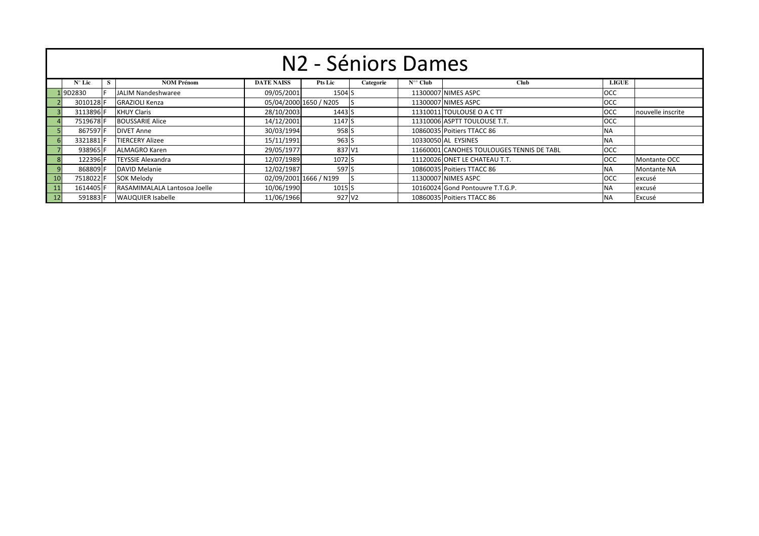# N2 - Séniors Dames

| | N° Lic | S | NOM Prénom | DATE NAISS | Pts Lic | Categorie | N°° Club | Club | LIGUE | |
|---|---|---|---|---|---|---|---|---|---|---|
| 1 | 9D2830 | F | JALIM Nandeshwaree | 09/05/2001 | 1504 | S | 11300007 | NIMES ASPC | OCC | |
| 2 | 3010128 | F | GRAZIOLI Kenza | 05/04/2000 | 1650 / N205 | S | 11300007 | NIMES ASPC | OCC | |
| 3 | 3113896 | F | KHUY Claris | 28/10/2003 | 1443 | S | 11310011 | TOULOUSE O A C TT | OCC | nouvelle inscrite |
| 4 | 7519678 | F | BOUSSARIE Alice | 14/12/2001 | 1147 | S | 11310006 | ASPTT TOULOUSE T.T. | OCC | |
| 5 | 867597 | F | DIVET Anne | 30/03/1994 | 958 | S | 10860035 | Poitiers TTACC 86 | NA | |
| 6 | 3321881 | F | TIERCERY Alizee | 15/11/1991 | 963 | S | 10330050 | AL EYSINES | NA | |
| 7 | 938965 | F | ALMAGRO Karen | 29/05/1977 | 837 | V1 | 11660001 | CANOHES TOULOUGES TENNIS DE TABL | OCC | |
| 8 | 122396 | F | TEYSSIE Alexandra | 12/07/1989 | 1072 | S | 11120026 | ONET LE CHATEAU T.T. | OCC | Montante OCC |
| 9 | 868809 | F | DAVID Melanie | 12/02/1987 | 597 | S | 10860035 | Poitiers TTACC 86 | NA | Montante NA |
| 10 | 7518022 | F | SOK Melody | 02/09/2001 | 1666 / N199 | S | 11300007 | NIMES ASPC | OCC | excusé |
| 11 | 1614405 | F | RASAMIMALALA Lantosoa Joelle | 10/06/1990 | 1015 | S | 10160024 | Gond Pontouvre T.T.G.P. | NA | excusé |
| 12 | 591883 | F | WAUQUIER Isabelle | 11/06/1966 | 927 | V2 | 10860035 | Poitiers TTACC 86 | NA | Excusé |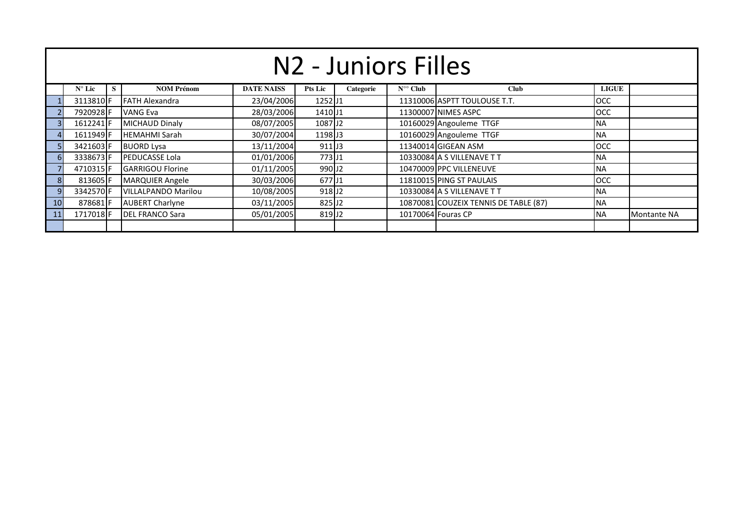# N2 - Juniors Filles

| | N° Lic | S | NOM Prénom | DATE NAISS | Pts Lic | Categorie | N°° Club | Club | LIGUE | |
|---|---|---|---|---|---|---|---|---|---|---|
| 1 | 3113810 | F | FATH Alexandra | 23/04/2006 | 1252 | J1 | 11310006 | ASPTT TOULOUSE T.T. | OCC | |
| 2 | 7920928 | F | VANG Eva | 28/03/2006 | 1410 | J1 | 11300007 | NIMES ASPC | OCC | |
| 3 | 1612241 | F | MICHAUD Dinaly | 08/07/2005 | 1087 | J2 | 10160029 | Angouleme TTGF | NA | |
| 4 | 1611949 | F | HEMAHMI Sarah | 30/07/2004 | 1198 | J3 | 10160029 | Angouleme TTGF | NA | |
| 5 | 3421603 | F | BUORD Lysa | 13/11/2004 | 911 | J3 | 11340014 | GIGEAN ASM | OCC | |
| 6 | 3338673 | F | PEDUCASSE Lola | 01/01/2006 | 773 | J1 | 10330084 | A S VILLENAVE T T | NA | |
| 7 | 4710315 | F | GARRIGOU Florine | 01/11/2005 | 990 | J2 | 10470009 | PPC VILLENEUVE | NA | |
| 8 | 813605 | F | MARQUIER Angele | 30/03/2006 | 677 | J1 | 11810015 | PING ST PAULAIS | OCC | |
| 9 | 3342570 | F | VILLALPANDO Marilou | 10/08/2005 | 918 | J2 | 10330084 | A S VILLENAVE T T | NA | |
| 10 | 878681 | F | AUBERT Charlyne | 03/11/2005 | 825 | J2 | 10870081 | COUZEIX TENNIS DE TABLE (87) | NA | |
| 11 | 1717018 | F | DEL FRANCO Sara | 05/01/2005 | 819 | J2 | 10170064 | Fouras CP | NA | Montante NA |
| | | | | | | | | | | |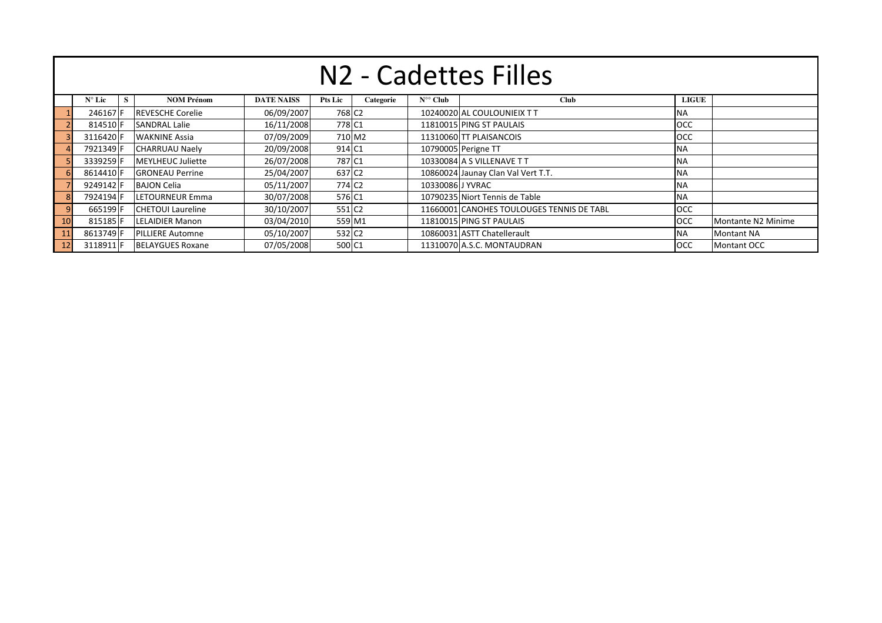# N2 - Cadettes Filles

| | N° Lic | S | NOM Prénom | DATE NAISS | Pts Lic | Categorie | N°° Club | Club | LIGUE | |
|---|---|---|---|---|---|---|---|---|---|---|
| 1 | 246167 | F | REVESCHE Corelie | 06/09/2007 | 768 | C2 | 10240020 | AL COULOUNIEIX T T | NA | |
| 2 | 814510 | F | SANDRAL Lalie | 16/11/2008 | 778 | C1 | 11810015 | PING ST PAULAIS | OCC | |
| 3 | 3116420 | F | WAKNINE Assia | 07/09/2009 | 710 | M2 | 11310060 | TT PLAISANCOIS | OCC | |
| 4 | 7921349 | F | CHARRUAU Naely | 20/09/2008 | 914 | C1 | 10790005 | Perigne TT | NA | |
| 5 | 3339259 | F | MEYLHEUC Juliette | 26/07/2008 | 787 | C1 | 10330084 | A S VILLENAVE T T | NA | |
| 6 | 8614410 | F | GRONEAU Perrine | 25/04/2007 | 637 | C2 | 10860024 | Jaunay Clan Val Vert T.T. | NA | |
| 7 | 9249142 | F | BAJON Celia | 05/11/2007 | 774 | C2 | 10330086 | J YVRAC | NA | |
| 8 | 7924194 | F | LETOURNEUR Emma | 30/07/2008 | 576 | C1 | 10790235 | Niort Tennis de Table | NA | |
| 9 | 665199 | F | CHETOUI Laureline | 30/10/2007 | 551 | C2 | 11660001 | CANOHES TOULOUGES TENNIS DE TABL | OCC | |
| 10 | 815185 | F | LELAIDIER Manon | 03/04/2010 | 559 | M1 | 11810015 | PING ST PAULAIS | OCC | Montante N2 Minime |
| 11 | 8613749 | F | PILLIERE Automne | 05/10/2007 | 532 | C2 | 10860031 | ASTT Chatellerault | NA | Montant NA |
| 12 | 3118911 | F | BELAYGUES Roxane | 07/05/2008 | 500 | C1 | 11310070 | A.S.C. MONTAUDRAN | OCC | Montant OCC |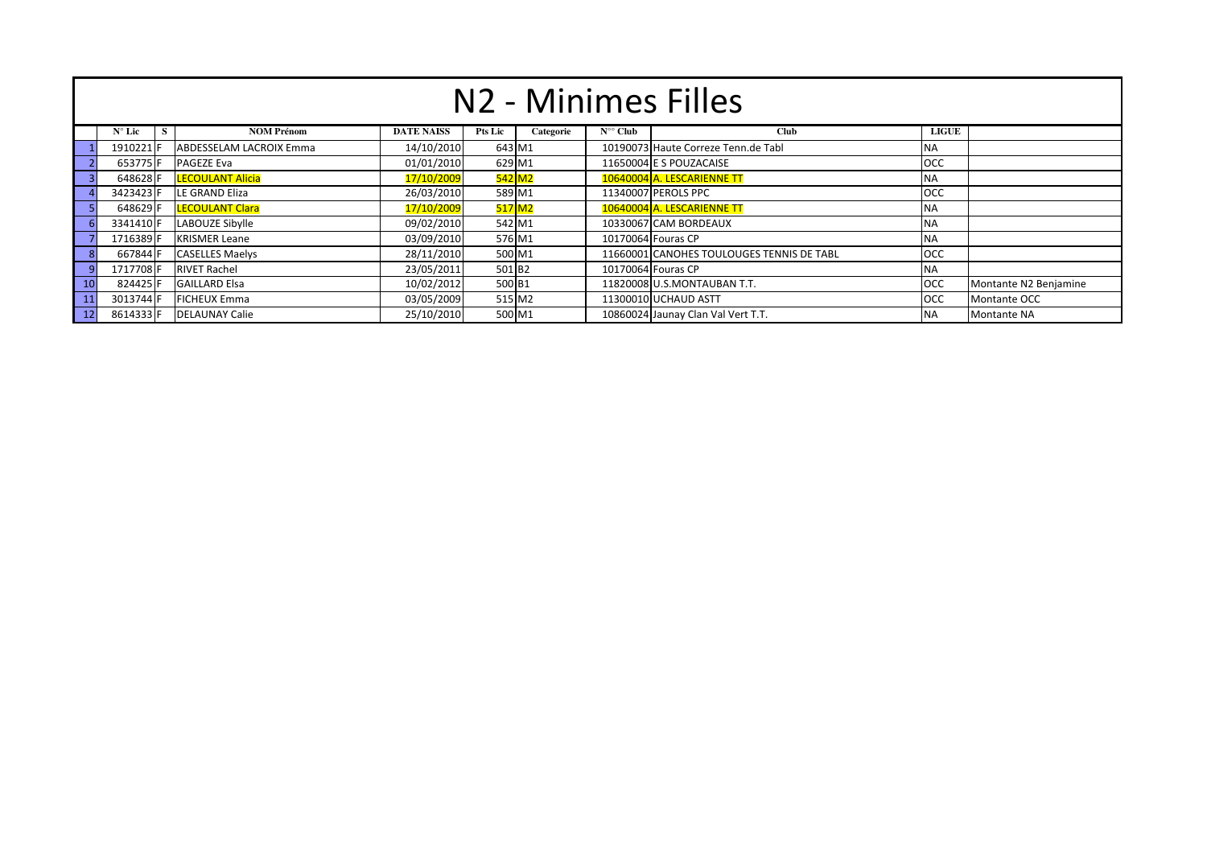# N2 - Minimes Filles

| | N° Lic | S | NOM Prénom | DATE NAISS | Pts Lic | Categorie | N°° Club | Club | LIGUE | |
|---|---|---|---|---|---|---|---|---|---|---|
| 1 | 1910221 | F | ABDESSELAM LACROIX Emma | 14/10/2010 | 643 | M1 | 10190073 | Haute Correze Tenn.de Tabl | NA | |
| 2 | 653775 | F | PAGEZE Eva | 01/01/2010 | 629 | M1 | 11650004 | E S POUZACAISE | OCC | |
| 3 | 648628 | F | LECOULANT Alicia | 17/10/2009 | 542 | M2 | 10640004 | A. LESCARIENNE TT | NA | |
| 4 | 3423423 | F | LE GRAND Eliza | 26/03/2010 | 589 | M1 | 11340007 | PEROLS PPC | OCC | |
| 5 | 648629 | F | LECOULANT Clara | 17/10/2009 | 517 | M2 | 10640004 | A. LESCARIENNE TT | NA | |
| 6 | 3341410 | F | LABOUZE Sibylle | 09/02/2010 | 542 | M1 | 10330067 | CAM BORDEAUX | NA | |
| 7 | 1716389 | F | KRISMER Leane | 03/09/2010 | 576 | M1 | 10170064 | Fouras CP | NA | |
| 8 | 667844 | F | CASELLES Maelys | 28/11/2010 | 500 | M1 | 11660001 | CANOHES TOULOUGES TENNIS DE TABL | OCC | |
| 9 | 1717708 | F | RIVET Rachel | 23/05/2011 | 501 | B2 | 10170064 | Fouras CP | NA | |
| 10 | 824425 | F | GAILLARD Elsa | 10/02/2012 | 500 | B1 | 11820008 | U.S.MONTAUBAN T.T. | OCC | Montante N2 Benjamine |
| 11 | 3013744 | F | FICHEUX Emma | 03/05/2009 | 515 | M2 | 11300010 | UCHAUD ASTT | OCC | Montante OCC |
| 12 | 8614333 | F | DELAUNAY Calie | 25/10/2010 | 500 | M1 | 10860024 | Jaunay Clan Val Vert T.T. | NA | Montante NA |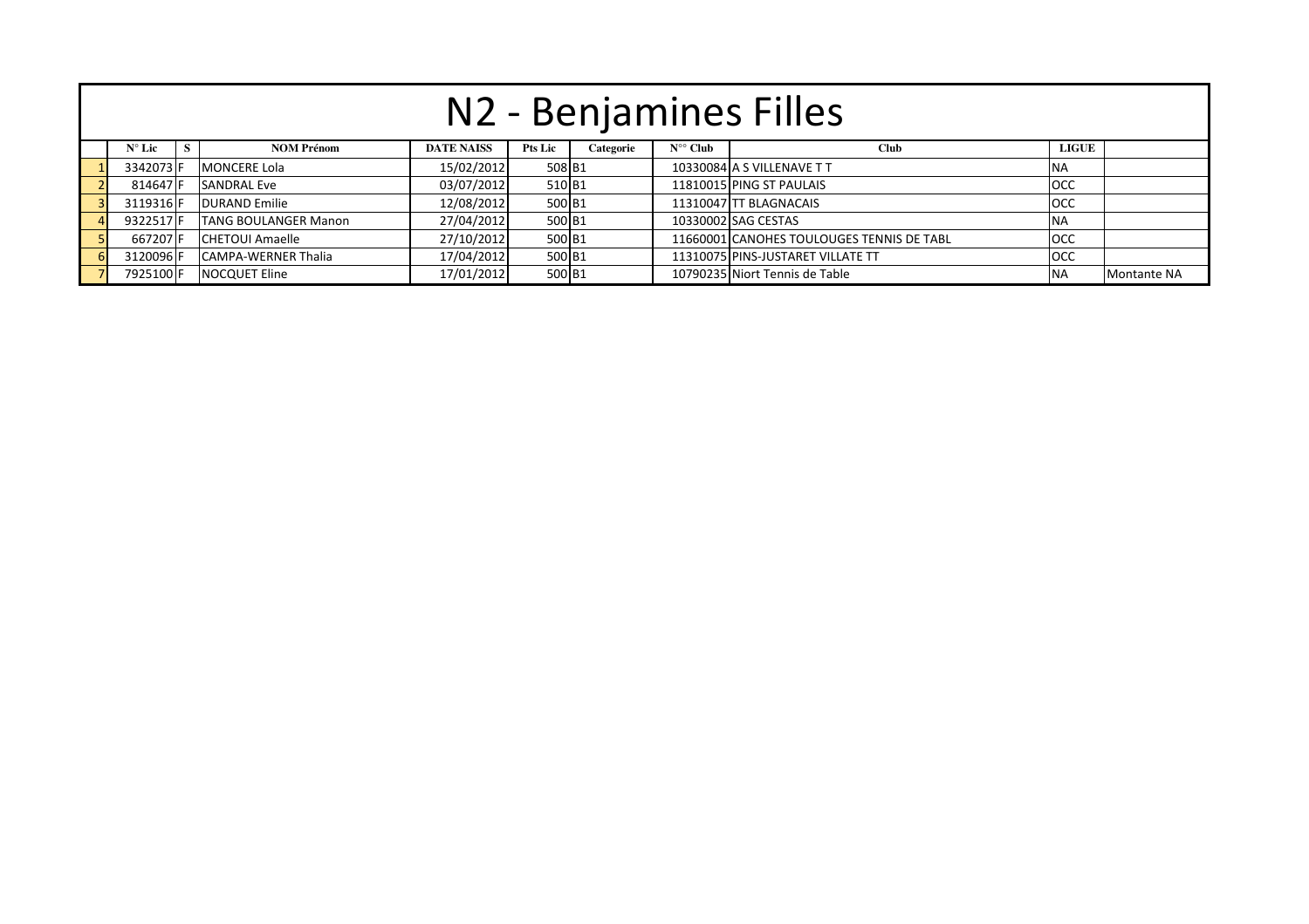# N2 - Benjamines Filles

| | N° Lic | S | NOM Prénom | DATE NAISS | Pts Lic | Categorie | N°° Club | Club | LIGUE | |
|---|---|---|---|---|---|---|---|---|---|---|
| 1 | 3342073 | F | MONCERE Lola | 15/02/2012 | 508 | B1 | 10330084 | A S VILLENAVE T T | NA | |
| 2 | 814647 | F | SANDRAL Eve | 03/07/2012 | 510 | B1 | 11810015 | PING ST PAULAIS | OCC | |
| 3 | 3119316 | F | DURAND Emilie | 12/08/2012 | 500 | B1 | 11310047 | TT BLAGNACAIS | OCC | |
| 4 | 9322517 | F | TANG BOULANGER Manon | 27/04/2012 | 500 | B1 | 10330002 | SAG CESTAS | NA | |
| 5 | 667207 | F | CHETOUI Amaelle | 27/10/2012 | 500 | B1 | 11660001 | CANOHES TOULOUGES TENNIS DE TABL | OCC | |
| 6 | 3120096 | F | CAMPA-WERNER Thalia | 17/04/2012 | 500 | B1 | 11310075 | PINS-JUSTARET VILLATE TT | OCC | |
| 7 | 7925100 | F | NOCQUET Eline | 17/01/2012 | 500 | B1 | 10790235 | Niort Tennis de Table | NA | Montante NA |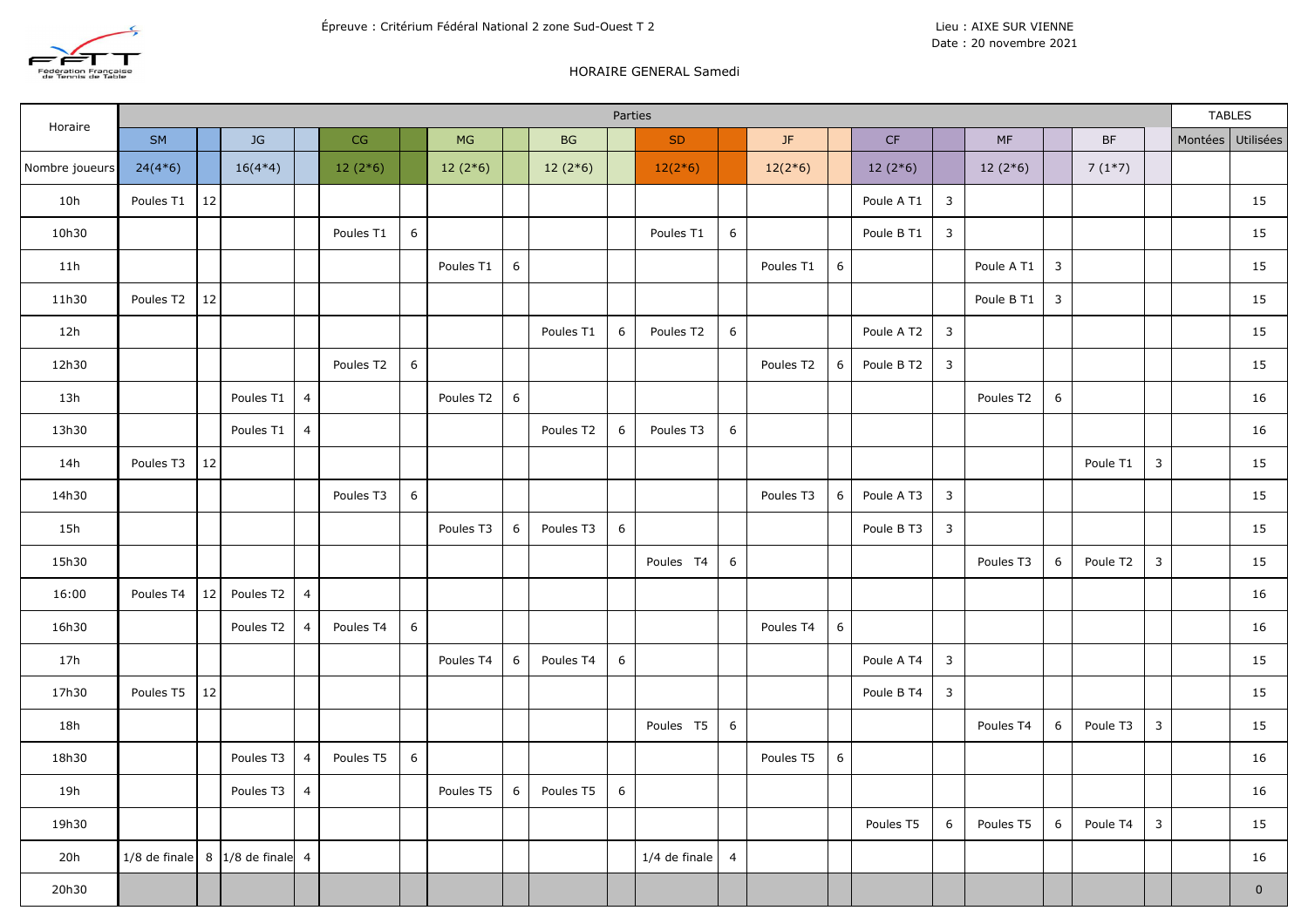Épreuve : Critérium Fédéral National 2 zone Sud-Ouest T 2

Lieu : AIXE SUR VIENNE
Date : 20 novembre 2021

HORAIRE GENERAL Samedi

| Horaire | Parties | | | | | | | | | | | | | | | | | | | | TABLES | |
|---|---|---|---|---|---|---|---|---|---|---|---|---|---|---|---|---|---|---|---|---|---|---|
| | SM | | JG | | CG | | MG | | BG | | SD | | JF | | CF | | MF | | BF | | Montées | Utilisées |
| Nombre joueurs | 24(4*6) | | 16(4*4) | | 12 (2*6) | | 12 (2*6) | | 12 (2*6) | | 12(2*6) | | 12(2*6) | | 12 (2*6) | | 12 (2*6) | | 7 (1*7) | | | |
| 10h | Poules T1 | 12 | | | | | | | | | | | | | Poule A T1 | 3 | | | | | | 15 |
| 10h30 | | | | | Poules T1 | 6 | | | | | Poules T1 | 6 | | | Poule B T1 | 3 | | | | | | 15 |
| 11h | | | | | | | Poules T1 | 6 | | | | | Poules T1 | 6 | | | Poule A T1 | 3 | | | | 15 |
| 11h30 | Poules T2 | 12 | | | | | | | | | | | | | | | Poule B T1 | 3 | | | | 15 |
| 12h | | | | | | | | | Poules T1 | 6 | Poules T2 | 6 | | | Poule A T2 | 3 | | | | | | 15 |
| 12h30 | | | | | Poules T2 | 6 | | | | | | | Poules T2 | 6 | Poule B T2 | 3 | | | | | | 15 |
| 13h | | | Poules T1 | 4 | | | Poules T2 | 6 | | | | | | | | | Poules T2 | 6 | | | | 16 |
| 13h30 | | | Poules T1 | 4 | | | | | Poules T2 | 6 | Poules T3 | 6 | | | | | | | | | | 16 |
| 14h | Poules T3 | 12 | | | | | | | | | | | | | | | | | Poule T1 | 3 | | 15 |
| 14h30 | | | | | Poules T3 | 6 | | | | | | | Poules T3 | 6 | Poule A T3 | 3 | | | | | | 15 |
| 15h | | | | | | | Poules T3 | 6 | Poules T3 | 6 | | | | | Poule B T3 | 3 | | | | | | 15 |
| 15h30 | | | | | | | | | | | Poules T4 | 6 | | | | | Poules T3 | 6 | Poule T2 | 3 | | 15 |
| 16:00 | Poules T4 | 12 | Poules T2 | 4 | | | | | | | | | | | | | | | | | | 16 |
| 16h30 | | | Poules T2 | 4 | Poules T4 | 6 | | | | | | | Poules T4 | 6 | | | | | | | | 16 |
| 17h | | | | | | | Poules T4 | 6 | Poules T4 | 6 | | | | | Poule A T4 | 3 | | | | | | 15 |
| 17h30 | Poules T5 | 12 | | | | | | | | | | | | | Poule B T4 | 3 | | | | | | 15 |
| 18h | | | | | | | | | | | Poules T5 | 6 | | | | | Poules T4 | 6 | Poule T3 | 3 | | 15 |
| 18h30 | | | Poules T3 | 4 | Poules T5 | 6 | | | | | | | Poules T5 | 6 | | | | | | | | 16 |
| 19h | | | Poules T3 | 4 | | | Poules T5 | 6 | Poules T5 | 6 | | | | | | | | | | | | 16 |
| 19h30 | | | | | | | | | | | | | | | Poules T5 | 6 | Poules T5 | 6 | Poule T4 | 3 | | 15 |
| 20h | 1/8 de finale | 8 | 1/8 de finale | 4 | | | | | | | 1/4 de finale | 4 | | | | | | | | | | 16 |
| 20h30 | | | | | | | | | | | | | | | | | | | | | | 0 |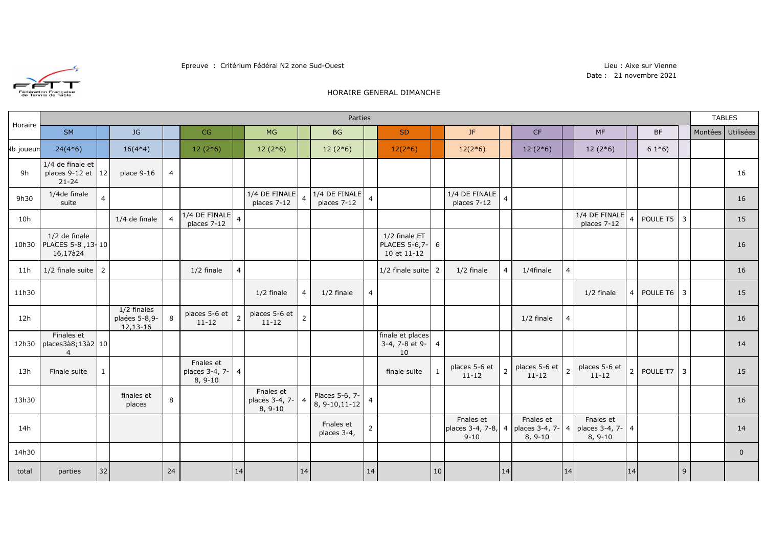Epreuve : Critérium Fédéral N2 zone Sud-Ouest

Lieu : Aixe sur Vienne
Date : 21 novembre 2021

HORAIRE GENERAL DIMANCHE

| Horaire | Parties | | | | | | | | | | | | | | | | | | | | TABLES | |
|---|---|---|---|---|---|---|---|---|---|---|---|---|---|---|---|---|---|---|---|---|---|---|
| | SM | | JG | | CG | | MG | | BG | | SD | | JF | | CF | | MF | | BF | | Montées | Utilisées |
| Nb joueurs | 24(4*6) | | 16(4*4) | | 12 (2*6) | | 12 (2*6) | | 12 (2*6) | | 12(2*6) | | 12(2*6) | | 12 (2*6) | | 12 (2*6) | | 6 1*6) | | | |
| 9h | 1/4 de finale et places 9-12 et 21-24 | 12 | place 9-16 | 4 | | | | | | | | | | | | | | | | | | 16 |
| 9h30 | 1/4de finale suite | 4 | | | | | 1/4 DE FINALE places 7-12 | 4 | 1/4 DE FINALE places 7-12 | 4 | | | 1/4 DE FINALE places 7-12 | 4 | | | | | | | | 16 |
| 10h | | | 1/4 de finale | 4 | 1/4 DE FINALE places 7-12 | 4 | | | | | | | | | | | 1/4 DE FINALE places 7-12 | 4 | POULE T5 | 3 | | 15 |
| 10h30 | 1/2 de finale PLACES 5-8 ,13-16,17à24 | 10 | | | | | | | | | 1/2 finale ET PLACES 5-6,7-10 et 11-12 | 6 | | | | | | | | | | 16 |
| 11h | 1/2 finale suite | 2 | | | 1/2 finale | 4 | | | | | 1/2 finale suite | 2 | 1/2 finale | 4 | 1/4finale | 4 | | | | | | 16 |
| 11h30 | | | | | | | 1/2 finale | 4 | 1/2 finale | 4 | | | | | | | 1/2 finale | 4 | POULE T6 | 3 | | 15 |
| 12h | | | 1/2 finales plaées 5-8,9-12,13-16 | 8 | places 5-6 et 11-12 | 2 | places 5-6 et 11-12 | 2 | | | | | | | 1/2 finale | 4 | | | | | | 16 |
| 12h30 | Finales et places3à8;13à24 | 10 | | | | | | | | | finale et places 3-4, 7-8 et 9-10 | 4 | | | | | | | | | | 14 |
| 13h | Finale suite | 1 | | | Fnales et places 3-4, 7-8, 9-10 | 4 | | | | | finale suite | 1 | places 5-6 et 11-12 | 2 | places 5-6 et 11-12 | 2 | places 5-6 et 11-12 | 2 | POULE T7 | 3 | | 15 |
| 13h30 | | | finales et places | 8 | | | Fnales et places 3-4, 7-8, 9-10 | 4 | Places 5-6, 7-8, 9-10,11-12 | 4 | | | | | | | | | | | | 16 |
| 14h | | | | | | | | | Fnales et places 3-4, | 2 | | | Fnales et places 3-4, 7-8, 9-10 | 4 | Fnales et places 3-4, 7-8, 9-10 | 4 | Fnales et places 3-4, 7-8, 9-10 | 4 | | | | 14 |
| 14h30 | | | | | | | | | | | | | | | | | | | | | | 0 |
| total | parties | 32 | | 24 | | 14 | | 14 | | 14 | | 10 | | 14 | | 14 | | 14 | | 9 | | |